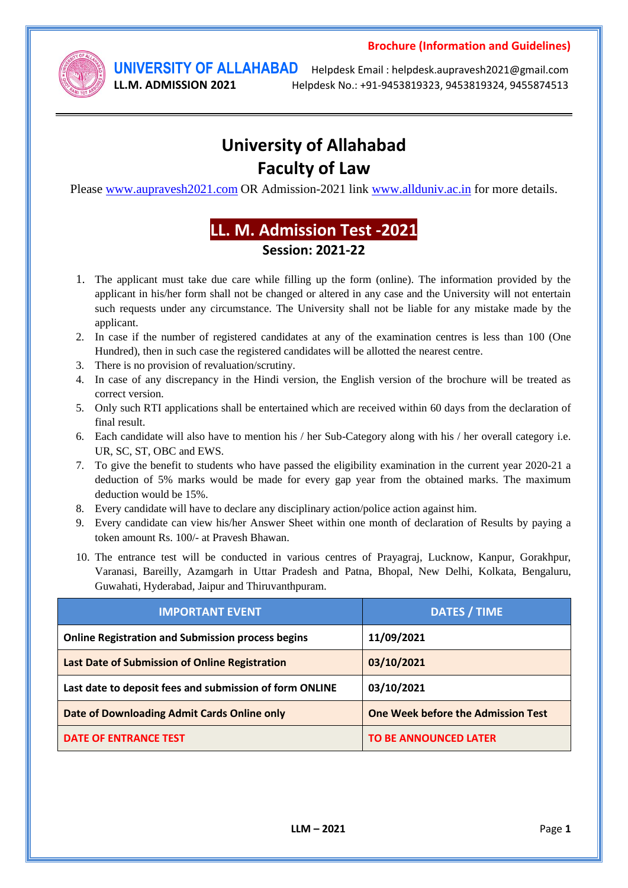**Brochure (Information and Guidelines)**

**UNIVERSITY OF ALLAHABAD** Helpdesk Email : helpdesk.aupravesh2021@gmail.com

**LL.M. ADMISSION 2021** Helpdesk No.: +91-9453819323, 9453819324, 9455874513

# University of Allahabad
# Faculty of Law

Please www.aupravesh2021.com OR Admission-2021 link www.allduniv.ac.in for more details.

## LL. M. Admission Test -2021
### Session: 2021-22

1. The applicant must take due care while filling up the form (online). The information provided by the applicant in his/her form shall not be changed or altered in any case and the University will not entertain such requests under any circumstance. The University shall not be liable for any mistake made by the applicant.
2. In case if the number of registered candidates at any of the examination centres is less than 100 (One Hundred), then in such case the registered candidates will be allotted the nearest centre.
3. There is no provision of revaluation/scrutiny.
4. In case of any discrepancy in the Hindi version, the English version of the brochure will be treated as correct version.
5. Only such RTI applications shall be entertained which are received within 60 days from the declaration of final result.
6. Each candidate will also have to mention his / her Sub-Category along with his / her overall category i.e. UR, SC, ST, OBC and EWS.
7. To give the benefit to students who have passed the eligibility examination in the current year 2020-21 a deduction of 5% marks would be made for every gap year from the obtained marks. The maximum deduction would be 15%.
8. Every candidate will have to declare any disciplinary action/police action against him.
9. Every candidate can view his/her Answer Sheet within one month of declaration of Results by paying a token amount Rs. 100/- at Pravesh Bhawan.
10. The entrance test will be conducted in various centres of Prayagraj, Lucknow, Kanpur, Gorakhpur, Varanasi, Bareilly, Azamgarh in Uttar Pradesh and Patna, Bhopal, New Delhi, Kolkata, Bengaluru, Guwahati, Hyderabad, Jaipur and Thiruvanthpuram.

| IMPORTANT EVENT | DATES / TIME |
| --- | --- |
| **Online Registration and Submission process begins** | **11/09/2021** |
| **Last Date of Submission of Online Registration** | **03/10/2021** |
| **Last date to deposit fees and submission of form ONLINE** | **03/10/2021** |
| **Date of Downloading Admit Cards Online only** | **One Week before the Admission Test** |
| **DATE OF ENTRANCE TEST** | **TO BE ANNOUNCED LATER** |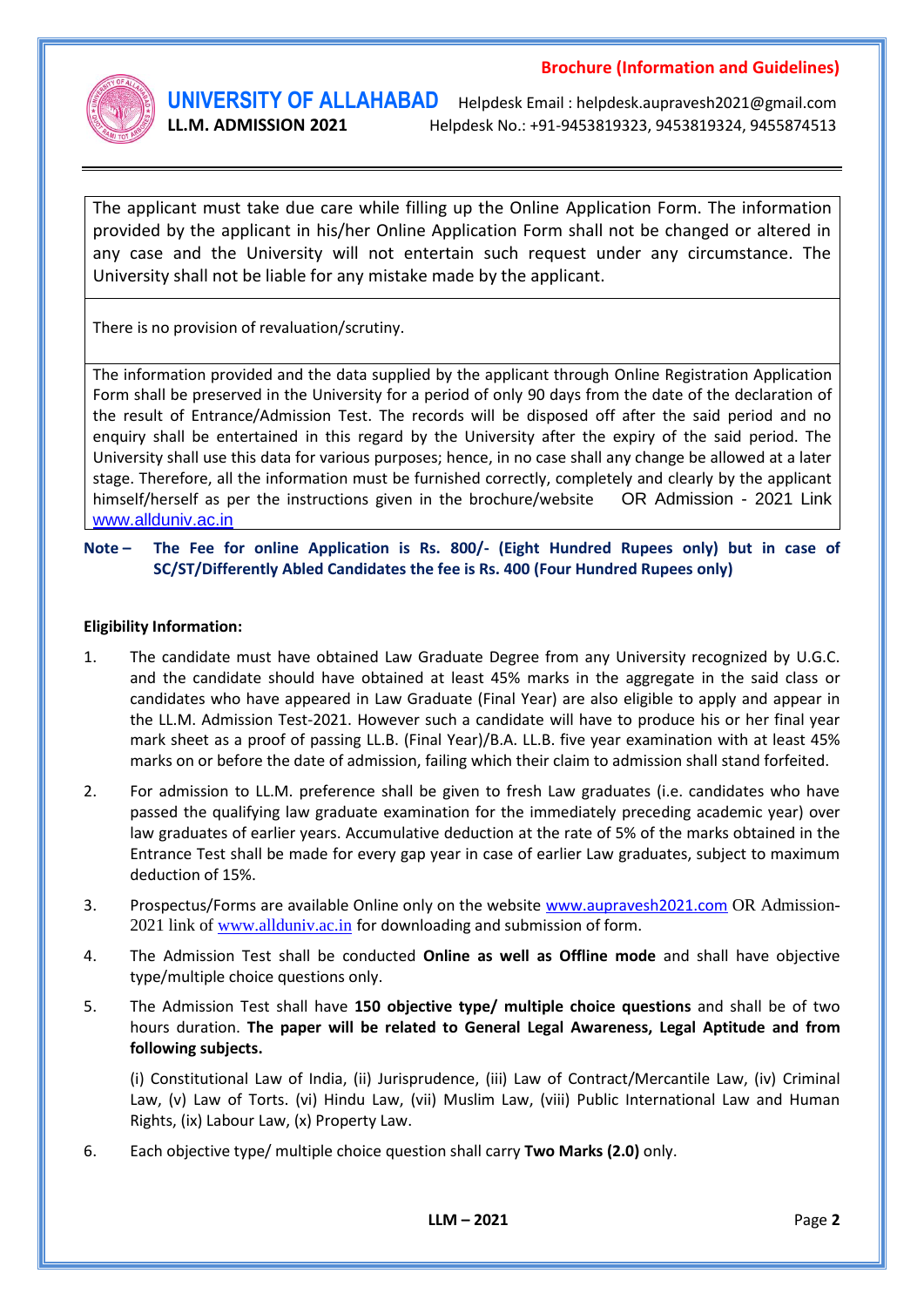The applicant must take due care while filling up the Online Application Form. The information provided by the applicant in his/her Online Application Form shall not be changed or altered in any case and the University will not entertain such request under any circumstance. The University shall not be liable for any mistake made by the applicant.

There is no provision of revaluation/scrutiny.

The information provided and the data supplied by the applicant through Online Registration Application Form shall be preserved in the University for a period of only 90 days from the date of the declaration of the result of Entrance/Admission Test. The records will be disposed off after the said period and no enquiry shall be entertained in this regard by the University after the expiry of the said period. The University shall use this data for various purposes; hence, in no case shall any change be allowed at a later stage. Therefore, all the information must be furnished correctly, completely and clearly by the applicant himself/herself as per the instructions given in the brochure/website OR Admission - 2021 Link www.allduniv.ac.in

**Note – The Fee for online Application is Rs. 800/- (Eight Hundred Rupees only) but in case of SC/ST/Differently Abled Candidates the fee is Rs. 400 (Four Hundred Rupees only)**

**Eligibility Information:**

1. The candidate must have obtained Law Graduate Degree from any University recognized by U.G.C. and the candidate should have obtained at least 45% marks in the aggregate in the said class or candidates who have appeared in Law Graduate (Final Year) are also eligible to apply and appear in the LL.M. Admission Test-2021. However such a candidate will have to produce his or her final year mark sheet as a proof of passing LL.B. (Final Year)/B.A. LL.B. five year examination with at least 45% marks on or before the date of admission, failing which their claim to admission shall stand forfeited.

2. For admission to LL.M. preference shall be given to fresh Law graduates (i.e. candidates who have passed the qualifying law graduate examination for the immediately preceding academic year) over law graduates of earlier years. Accumulative deduction at the rate of 5% of the marks obtained in the Entrance Test shall be made for every gap year in case of earlier Law graduates, subject to maximum deduction of 15%.

3. Prospectus/Forms are available Online only on the website www.aupravesh2021.com OR Admission-2021 link of www.allduniv.ac.in for downloading and submission of form.

4. The Admission Test shall be conducted **Online as well as Offline mode** and shall have objective type/multiple choice questions only.

5. The Admission Test shall have **150 objective type/ multiple choice questions** and shall be of two hours duration. **The paper will be related to General Legal Awareness, Legal Aptitude and from following subjects.**

   (i) Constitutional Law of India, (ii) Jurisprudence, (iii) Law of Contract/Mercantile Law, (iv) Criminal Law, (v) Law of Torts. (vi) Hindu Law, (vii) Muslim Law, (viii) Public International Law and Human Rights, (ix) Labour Law, (x) Property Law.

6. Each objective type/ multiple choice question shall carry **Two Marks (2.0)** only.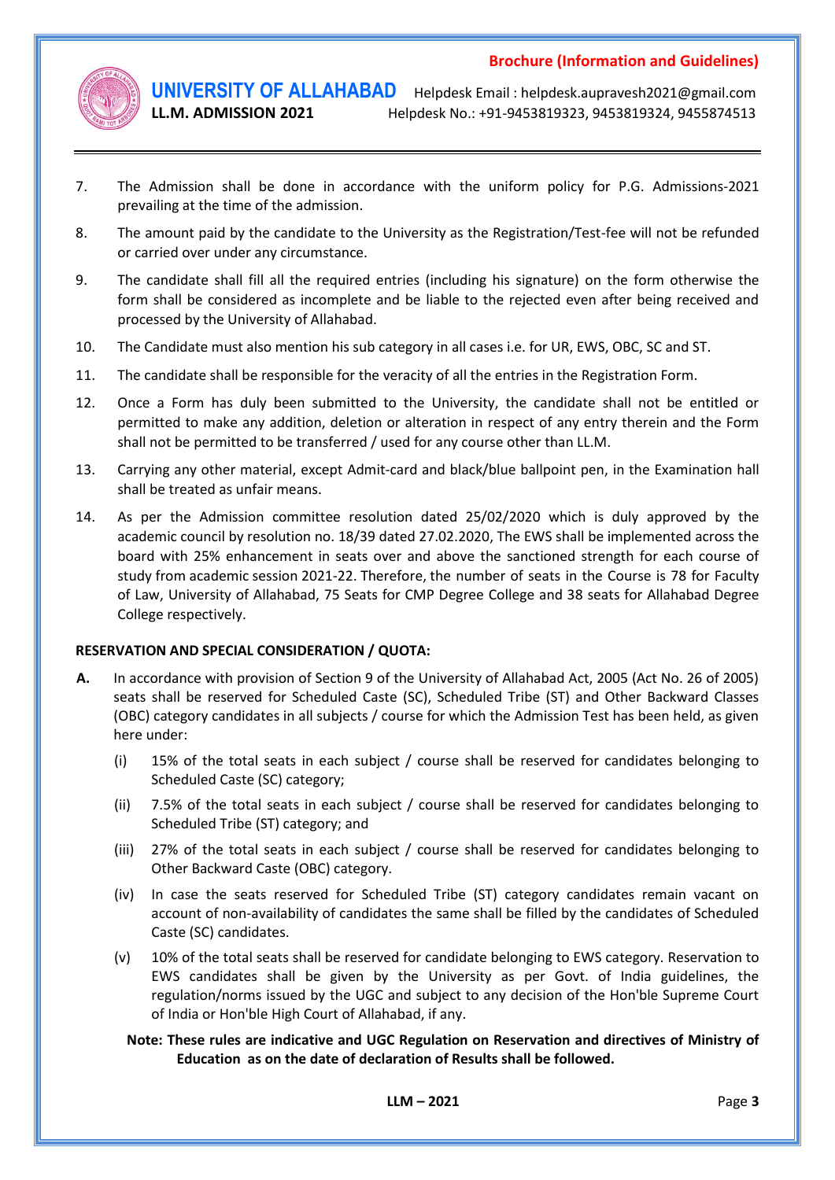7. The Admission shall be done in accordance with the uniform policy for P.G. Admissions-2021 prevailing at the time of the admission.

8. The amount paid by the candidate to the University as the Registration/Test-fee will not be refunded or carried over under any circumstance.

9. The candidate shall fill all the required entries (including his signature) on the form otherwise the form shall be considered as incomplete and be liable to the rejected even after being received and processed by the University of Allahabad.

10. The Candidate must also mention his sub category in all cases i.e. for UR, EWS, OBC, SC and ST.

11. The candidate shall be responsible for the veracity of all the entries in the Registration Form.

12. Once a Form has duly been submitted to the University, the candidate shall not be entitled or permitted to make any addition, deletion or alteration in respect of any entry therein and the Form shall not be permitted to be transferred / used for any course other than LL.M.

13. Carrying any other material, except Admit-card and black/blue ballpoint pen, in the Examination hall shall be treated as unfair means.

14. As per the Admission committee resolution dated 25/02/2020 which is duly approved by the academic council by resolution no. 18/39 dated 27.02.2020, The EWS shall be implemented across the board with 25% enhancement in seats over and above the sanctioned strength for each course of study from academic session 2021-22. Therefore, the number of seats in the Course is 78 for Faculty of Law, University of Allahabad, 75 Seats for CMP Degree College and 38 seats for Allahabad Degree College respectively.

**RESERVATION AND SPECIAL CONSIDERATION / QUOTA:**

**A.** In accordance with provision of Section 9 of the University of Allahabad Act, 2005 (Act No. 26 of 2005) seats shall be reserved for Scheduled Caste (SC), Scheduled Tribe (ST) and Other Backward Classes (OBC) category candidates in all subjects / course for which the Admission Test has been held, as given here under:

(i) 15% of the total seats in each subject / course shall be reserved for candidates belonging to Scheduled Caste (SC) category;

(ii) 7.5% of the total seats in each subject / course shall be reserved for candidates belonging to Scheduled Tribe (ST) category; and

(iii) 27% of the total seats in each subject / course shall be reserved for candidates belonging to Other Backward Caste (OBC) category.

(iv) In case the seats reserved for Scheduled Tribe (ST) category candidates remain vacant on account of non-availability of candidates the same shall be filled by the candidates of Scheduled Caste (SC) candidates.

(v) 10% of the total seats shall be reserved for candidate belonging to EWS category. Reservation to EWS candidates shall be given by the University as per Govt. of India guidelines, the regulation/norms issued by the UGC and subject to any decision of the Hon'ble Supreme Court of India or Hon'ble High Court of Allahabad, if any.

**Note: These rules are indicative and UGC Regulation on Reservation and directives of Ministry of Education as on the date of declaration of Results shall be followed.**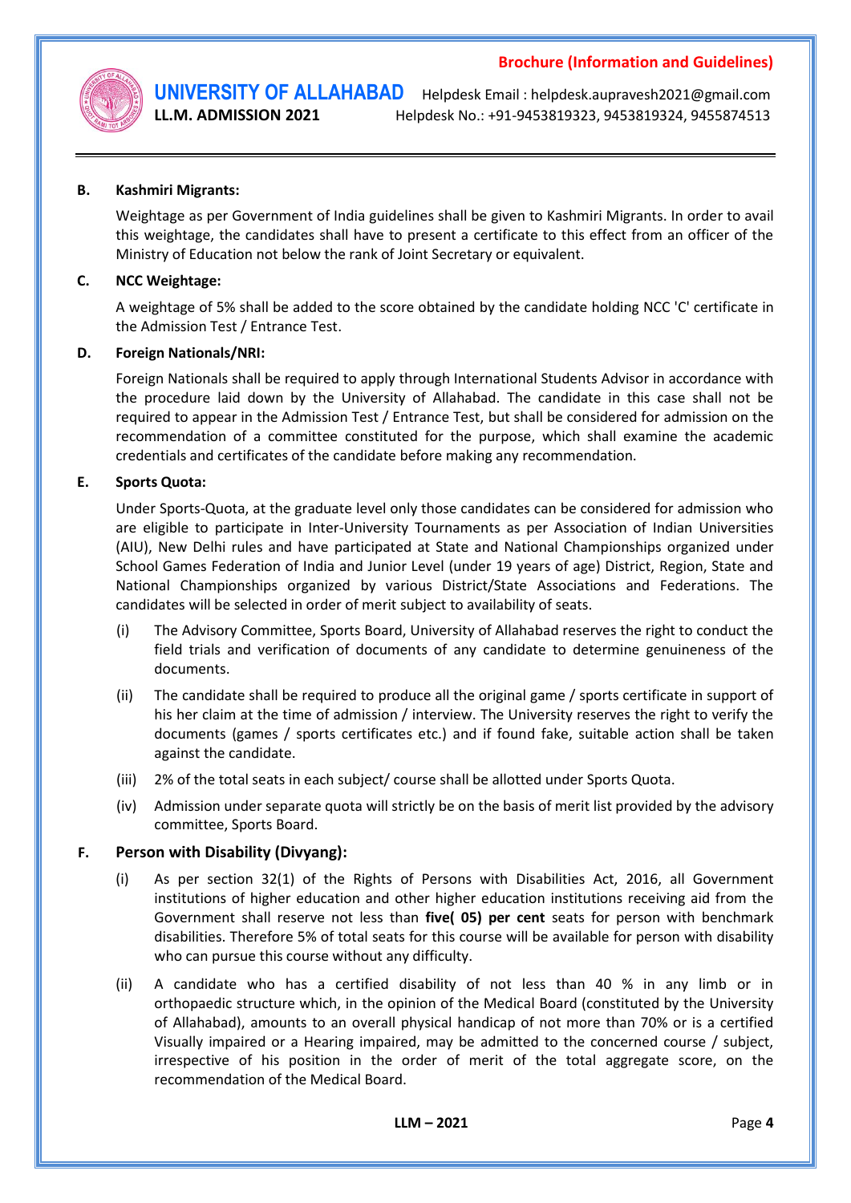**B. Kashmiri Migrants:**

Weightage as per Government of India guidelines shall be given to Kashmiri Migrants. In order to avail this weightage, the candidates shall have to present a certificate to this effect from an officer of the Ministry of Education not below the rank of Joint Secretary or equivalent.

**C. NCC Weightage:**

A weightage of 5% shall be added to the score obtained by the candidate holding NCC 'C' certificate in the Admission Test / Entrance Test.

**D. Foreign Nationals/NRI:**

Foreign Nationals shall be required to apply through International Students Advisor in accordance with the procedure laid down by the University of Allahabad. The candidate in this case shall not be required to appear in the Admission Test / Entrance Test, but shall be considered for admission on the recommendation of a committee constituted for the purpose, which shall examine the academic credentials and certificates of the candidate before making any recommendation.

**E. Sports Quota:**

Under Sports-Quota, at the graduate level only those candidates can be considered for admission who are eligible to participate in Inter-University Tournaments as per Association of Indian Universities (AIU), New Delhi rules and have participated at State and National Championships organized under School Games Federation of India and Junior Level (under 19 years of age) District, Region, State and National Championships organized by various District/State Associations and Federations. The candidates will be selected in order of merit subject to availability of seats.

(i) The Advisory Committee, Sports Board, University of Allahabad reserves the right to conduct the field trials and verification of documents of any candidate to determine genuineness of the documents.

(ii) The candidate shall be required to produce all the original game / sports certificate in support of his her claim at the time of admission / interview. The University reserves the right to verify the documents (games / sports certificates etc.) and if found fake, suitable action shall be taken against the candidate.

(iii) 2% of the total seats in each subject/ course shall be allotted under Sports Quota.

(iv) Admission under separate quota will strictly be on the basis of merit list provided by the advisory committee, Sports Board.

**F. Person with Disability (Divyang):**

(i) As per section 32(1) of the Rights of Persons with Disabilities Act, 2016, all Government institutions of higher education and other higher education institutions receiving aid from the Government shall reserve not less than **five( 05) per cent** seats for person with benchmark disabilities. Therefore 5% of total seats for this course will be available for person with disability who can pursue this course without any difficulty.

(ii) A candidate who has a certified disability of not less than 40 % in any limb or in orthopaedic structure which, in the opinion of the Medical Board (constituted by the University of Allahabad), amounts to an overall physical handicap of not more than 70% or is a certified Visually impaired or a Hearing impaired, may be admitted to the concerned course / subject, irrespective of his position in the order of merit of the total aggregate score, on the recommendation of the Medical Board.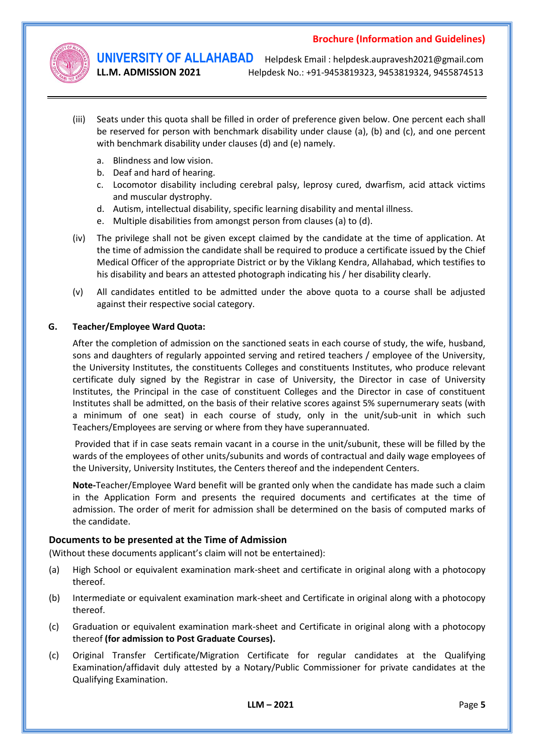(iii) Seats under this quota shall be filled in order of preference given below. One percent each shall be reserved for person with benchmark disability under clause (a), (b) and (c), and one percent with benchmark disability under clauses (d) and (e) namely.

   a. Blindness and low vision.
   b. Deaf and hard of hearing.
   c. Locomotor disability including cerebral palsy, leprosy cured, dwarfism, acid attack victims and muscular dystrophy.
   d. Autism, intellectual disability, specific learning disability and mental illness.
   e. Multiple disabilities from amongst person from clauses (a) to (d).

(iv) The privilege shall not be given except claimed by the candidate at the time of application. At the time of admission the candidate shall be required to produce a certificate issued by the Chief Medical Officer of the appropriate District or by the Viklang Kendra, Allahabad, which testifies to his disability and bears an attested photograph indicating his / her disability clearly.

(v) All candidates entitled to be admitted under the above quota to a course shall be adjusted against their respective social category.

**G. Teacher/Employee Ward Quota:**

After the completion of admission on the sanctioned seats in each course of study, the wife, husband, sons and daughters of regularly appointed serving and retired teachers / employee of the University, the University Institutes, the constituents Colleges and constituents Institutes, who produce relevant certificate duly signed by the Registrar in case of University, the Director in case of University Institutes, the Principal in the case of constituent Colleges and the Director in case of constituent Institutes shall be admitted, on the basis of their relative scores against 5% supernumerary seats (with a minimum of one seat) in each course of study, only in the unit/sub-unit in which such Teachers/Employees are serving or where from they have superannuated.

Provided that if in case seats remain vacant in a course in the unit/subunit, these will be filled by the wards of the employees of other units/subunits and words of contractual and daily wage employees of the University, University Institutes, the Centers thereof and the independent Centers.

**Note-**Teacher/Employee Ward benefit will be granted only when the candidate has made such a claim in the Application Form and presents the required documents and certificates at the time of admission. The order of merit for admission shall be determined on the basis of computed marks of the candidate.

### Documents to be presented at the Time of Admission

(Without these documents applicant's claim will not be entertained):

(a) High School or equivalent examination mark-sheet and certificate in original along with a photocopy thereof.

(b) Intermediate or equivalent examination mark-sheet and Certificate in original along with a photocopy thereof.

(c) Graduation or equivalent examination mark-sheet and Certificate in original along with a photocopy thereof **(for admission to Post Graduate Courses).**

(c) Original Transfer Certificate/Migration Certificate for regular candidates at the Qualifying Examination/affidavit duly attested by a Notary/Public Commissioner for private candidates at the Qualifying Examination.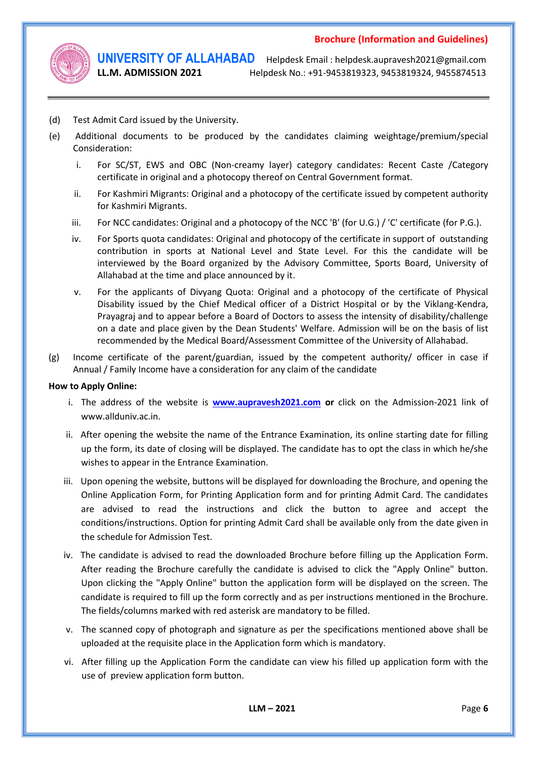(d) Test Admit Card issued by the University.

(e) Additional documents to be produced by the candidates claiming weightage/premium/special Consideration:

i. For SC/ST, EWS and OBC (Non-creamy layer) category candidates: Recent Caste /Category certificate in original and a photocopy thereof on Central Government format.

ii. For Kashmiri Migrants: Original and a photocopy of the certificate issued by competent authority for Kashmiri Migrants.

iii. For NCC candidates: Original and a photocopy of the NCC 'B' (for U.G.) / 'C' certificate (for P.G.).

iv. For Sports quota candidates: Original and photocopy of the certificate in support of outstanding contribution in sports at National Level and State Level. For this the candidate will be interviewed by the Board organized by the Advisory Committee, Sports Board, University of Allahabad at the time and place announced by it.

v. For the applicants of Divyang Quota: Original and a photocopy of the certificate of Physical Disability issued by the Chief Medical officer of a District Hospital or by the Viklang-Kendra, Prayagraj and to appear before a Board of Doctors to assess the intensity of disability/challenge on a date and place given by the Dean Students' Welfare. Admission will be on the basis of list recommended by the Medical Board/Assessment Committee of the University of Allahabad.

(g) Income certificate of the parent/guardian, issued by the competent authority/ officer in case if Annual / Family Income have a consideration for any claim of the candidate

**How to Apply Online:**

i. The address of the website is **www.aupravesh2021.com** **or** click on the Admission-2021 link of www.allduniv.ac.in.

ii. After opening the website the name of the Entrance Examination, its online starting date for filling up the form, its date of closing will be displayed. The candidate has to opt the class in which he/she wishes to appear in the Entrance Examination.

iii. Upon opening the website, buttons will be displayed for downloading the Brochure, and opening the Online Application Form, for Printing Application form and for printing Admit Card. The candidates are advised to read the instructions and click the button to agree and accept the conditions/instructions. Option for printing Admit Card shall be available only from the date given in the schedule for Admission Test.

iv. The candidate is advised to read the downloaded Brochure before filling up the Application Form. After reading the Brochure carefully the candidate is advised to click the "Apply Online" button. Upon clicking the "Apply Online" button the application form will be displayed on the screen. The candidate is required to fill up the form correctly and as per instructions mentioned in the Brochure. The fields/columns marked with red asterisk are mandatory to be filled.

v. The scanned copy of photograph and signature as per the specifications mentioned above shall be uploaded at the requisite place in the Application form which is mandatory.

vi. After filling up the Application Form the candidate can view his filled up application form with the use of preview application form button.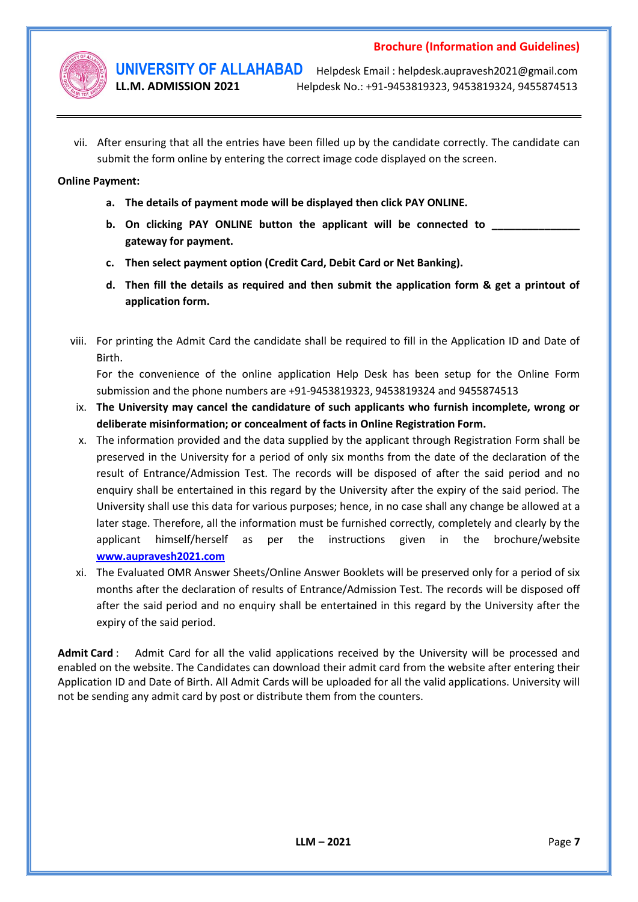vii. After ensuring that all the entries have been filled up by the candidate correctly. The candidate can submit the form online by entering the correct image code displayed on the screen.

**Online Payment:**

- **a. The details of payment mode will be displayed then click PAY ONLINE.**
- **b. On clicking PAY ONLINE button the applicant will be connected to _______________ gateway for payment.**
- **c. Then select payment option (Credit Card, Debit Card or Net Banking).**
- **d. Then fill the details as required and then submit the application form & get a printout of application form.**

viii. For printing the Admit Card the candidate shall be required to fill in the Application ID and Date of Birth.
For the convenience of the online application Help Desk has been setup for the Online Form submission and the phone numbers are +91-9453819323, 9453819324 and 9455874513

ix. **The University may cancel the candidature of such applicants who furnish incomplete, wrong or deliberate misinformation; or concealment of facts in Online Registration Form.**

x. The information provided and the data supplied by the applicant through Registration Form shall be preserved in the University for a period of only six months from the date of the declaration of the result of Entrance/Admission Test. The records will be disposed of after the said period and no enquiry shall be entertained in this regard by the University after the expiry of the said period. The University shall use this data for various purposes; hence, in no case shall any change be allowed at a later stage. Therefore, all the information must be furnished correctly, completely and clearly by the applicant himself/herself as per the instructions given in the brochure/website **www.aupravesh2021.com**

xi. The Evaluated OMR Answer Sheets/Online Answer Booklets will be preserved only for a period of six months after the declaration of results of Entrance/Admission Test. The records will be disposed off after the said period and no enquiry shall be entertained in this regard by the University after the expiry of the said period.

**Admit Card** : Admit Card for all the valid applications received by the University will be processed and enabled on the website. The Candidates can download their admit card from the website after entering their Application ID and Date of Birth. All Admit Cards will be uploaded for all the valid applications. University will not be sending any admit card by post or distribute them from the counters.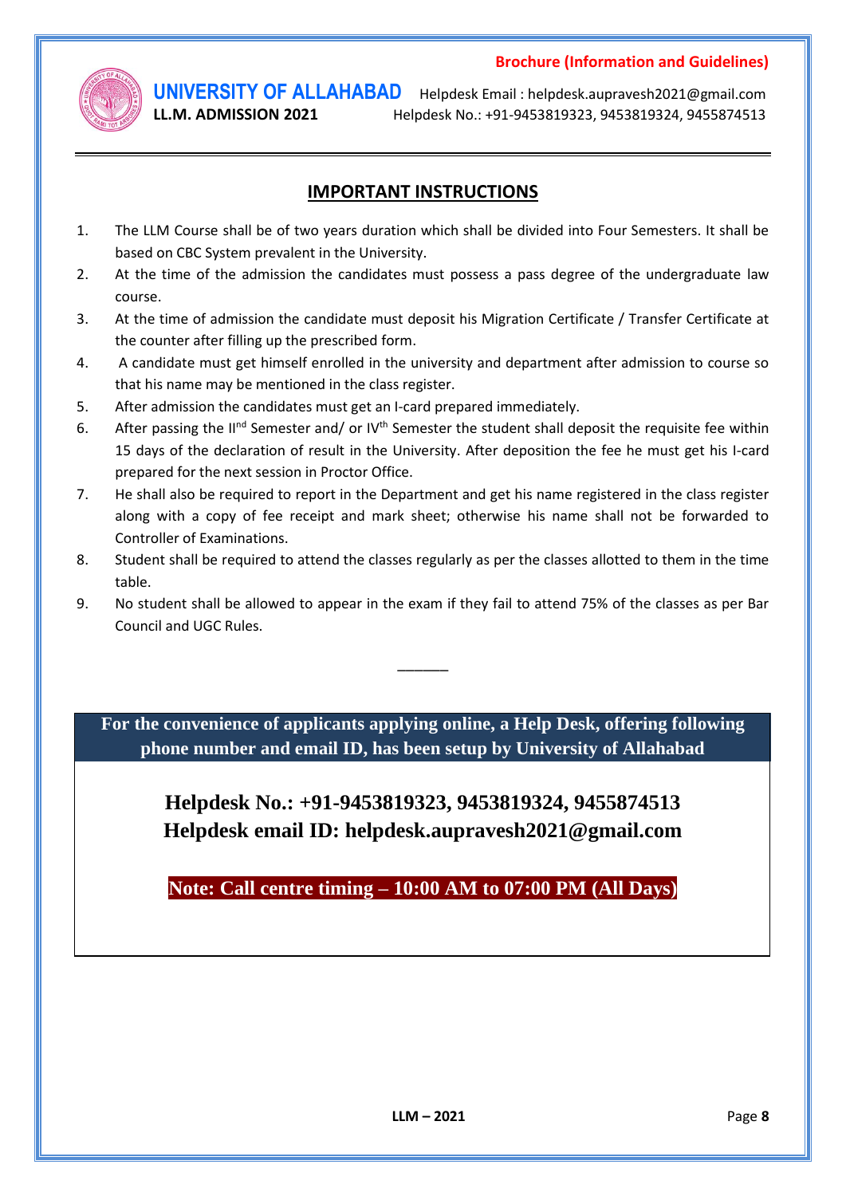## IMPORTANT INSTRUCTIONS

1. The LLM Course shall be of two years duration which shall be divided into Four Semesters. It shall be based on CBC System prevalent in the University.
2. At the time of the admission the candidates must possess a pass degree of the undergraduate law course.
3. At the time of admission the candidate must deposit his Migration Certificate / Transfer Certificate at the counter after filling up the prescribed form.
4. A candidate must get himself enrolled in the university and department after admission to course so that his name may be mentioned in the class register.
5. After admission the candidates must get an I-card prepared immediately.
6. After passing the II$^{nd}$ Semester and/ or IV$^{th}$ Semester the student shall deposit the requisite fee within 15 days of the declaration of result in the University. After deposition the fee he must get his I-card prepared for the next session in Proctor Office.
7. He shall also be required to report in the Department and get his name registered in the class register along with a copy of fee receipt and mark sheet; otherwise his name shall not be forwarded to Controller of Examinations.
8. Student shall be required to attend the classes regularly as per the classes allotted to them in the time table.
9. No student shall be allowed to appear in the exam if they fail to attend 75% of the classes as per Bar Council and UGC Rules.

______

**For the convenience of applicants applying online, a Help Desk, offering following phone number and email ID, has been setup by University of Allahabad**

**Helpdesk No.: +91-9453819323, 9453819324, 9455874513**
**Helpdesk email ID: helpdesk.aupravesh2021@gmail.com**

**Note: Call centre timing – 10:00 AM to 07:00 PM (All Days)**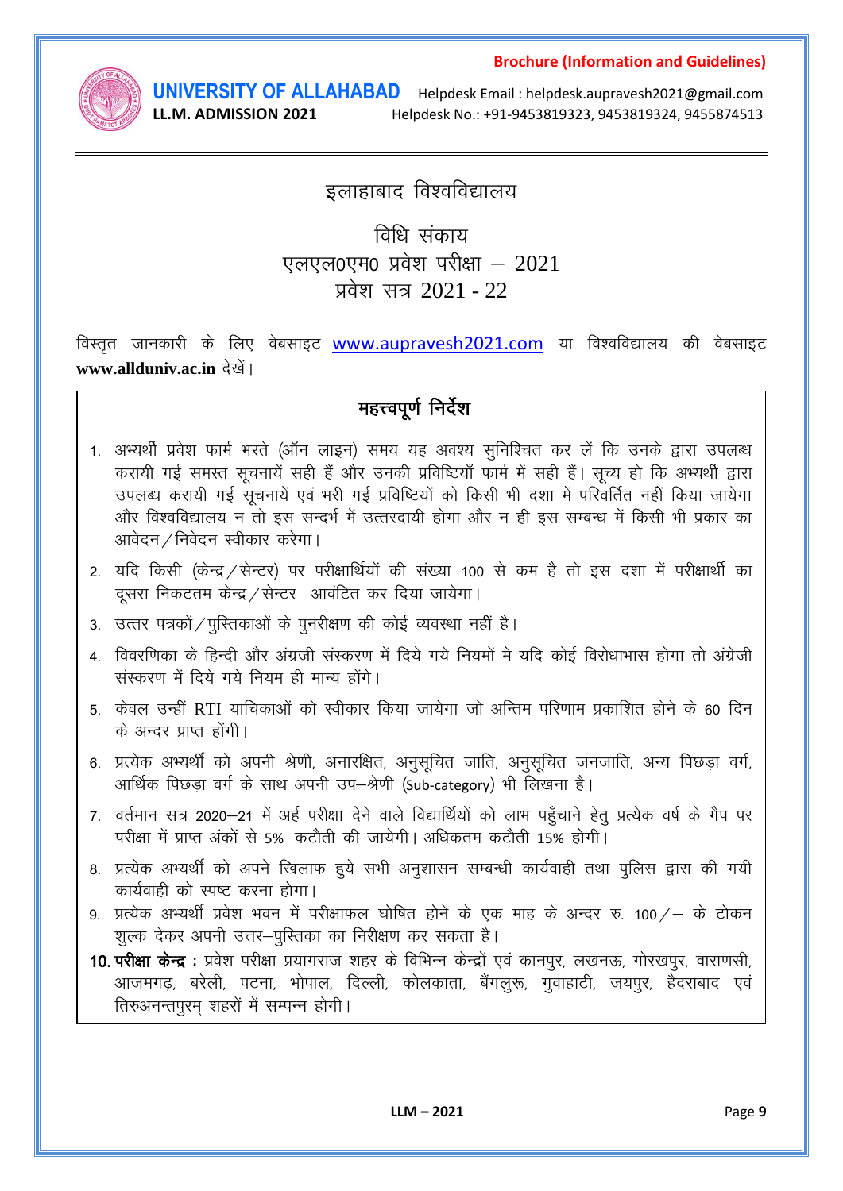# इलाहाबाद विश्वविद्यालय

## विधि संकाय

## एलएल0एम0 प्रवेश परीक्षा – 2021

## प्रवेश सत्र 2021 - 22

विस्तृत जानकारी के लिए वेबसाइट www.aupravesh2021.com या विश्वविद्यालय की वेबसाइट **www.allduniv.ac.in** देखें।

### महत्त्वपूर्ण निर्देश

1. अभ्यर्थी प्रवेश फार्म भरते (ऑन लाइन) समय यह अवश्य सुनिश्चित कर लें कि उनके द्वारा उपलब्ध करायी गई समस्त सूचनायें सही हैं और उनकी प्रविष्टियाँ फार्म में सही हैं। सूच्य हो कि अभ्यर्थी द्वारा उपलब्ध करायी गई सूचनायें एवं भरी गई प्रविष्टियों को किसी भी दशा में परिवर्तित नहीं किया जायेगा और विश्वविद्यालय न तो इस सन्दर्भ में उत्तरदायी होगा और न ही इस सम्बन्ध में किसी भी प्रकार का आवेदन/निवेदन स्वीकार करेगा।
2. यदि किसी (केन्द्र/सेन्टर) पर परीक्षार्थियों की संख्या 100 से कम है तो इस दशा में परीक्षार्थी का दूसरा निकटतम केन्द्र/सेन्टर आवंटित कर दिया जायेगा।
3. उत्तर पत्रकों/पुस्तिकाओं के पुनरीक्षण की कोई व्यवस्था नहीं है।
4. विवरणिका के हिन्दी और अंग्रेजी संस्करण में दिये गये नियमों मे यदि कोई विरोधाभास होगा तो अंग्रेजी संस्करण में दिये गये नियम ही मान्य होंगे।
5. केवल उन्हीं RTI याचिकाओं को स्वीकार किया जायेगा जो अन्तिम परिणाम प्रकाशित होने के 60 दिन के अन्दर प्राप्त होंगी।
6. प्रत्येक अभ्यर्थी को अपनी श्रेणी, अनारक्षित, अनुसूचित जाति, अनुसूचित जनजाति, अन्य पिछड़ा वर्ग, आर्थिक पिछड़ा वर्ग के साथ अपनी उप–श्रेणी (Sub-category) भी लिखना है।
7. वर्तमान सत्र 2020–21 में अर्ह परीक्षा देने वाले विद्यार्थियों को लाभ पहुँचाने हेतु प्रत्येक वर्ष के गैप पर परीक्षा में प्राप्त अंकों से 5% कटौती की जायेगी। अधिकतम कटौती 15% होगी।
8. प्रत्येक अभ्यर्थी को अपने खिलाफ हुये सभी अनुशासन सम्बन्धी कार्यवाही तथा पुलिस द्वारा की गयी कार्यवाही को स्पष्ट करना होगा।
9. प्रत्येक अभ्यर्थी प्रवेश भवन में परीक्षाफल घोषित होने के एक माह के अन्दर रु. 100/– के टोकन शुल्क देकर अपनी उत्तर–पुस्तिका का निरीक्षण कर सकता है।
10. **परीक्षा केन्द्र :** प्रवेश परीक्षा प्रयागराज शहर के विभिन्न केन्द्रों एवं कानपुर, लखनऊ, गोरखपुर, वाराणसी, आजमगढ़, बरेली, पटना, भोपाल, दिल्ली, कोलकाता, बैंगलुरू, गुवाहाटी, जयपुर, हैदराबाद एवं तिरुअनन्तपुरम् शहरों में सम्पन्न होगी।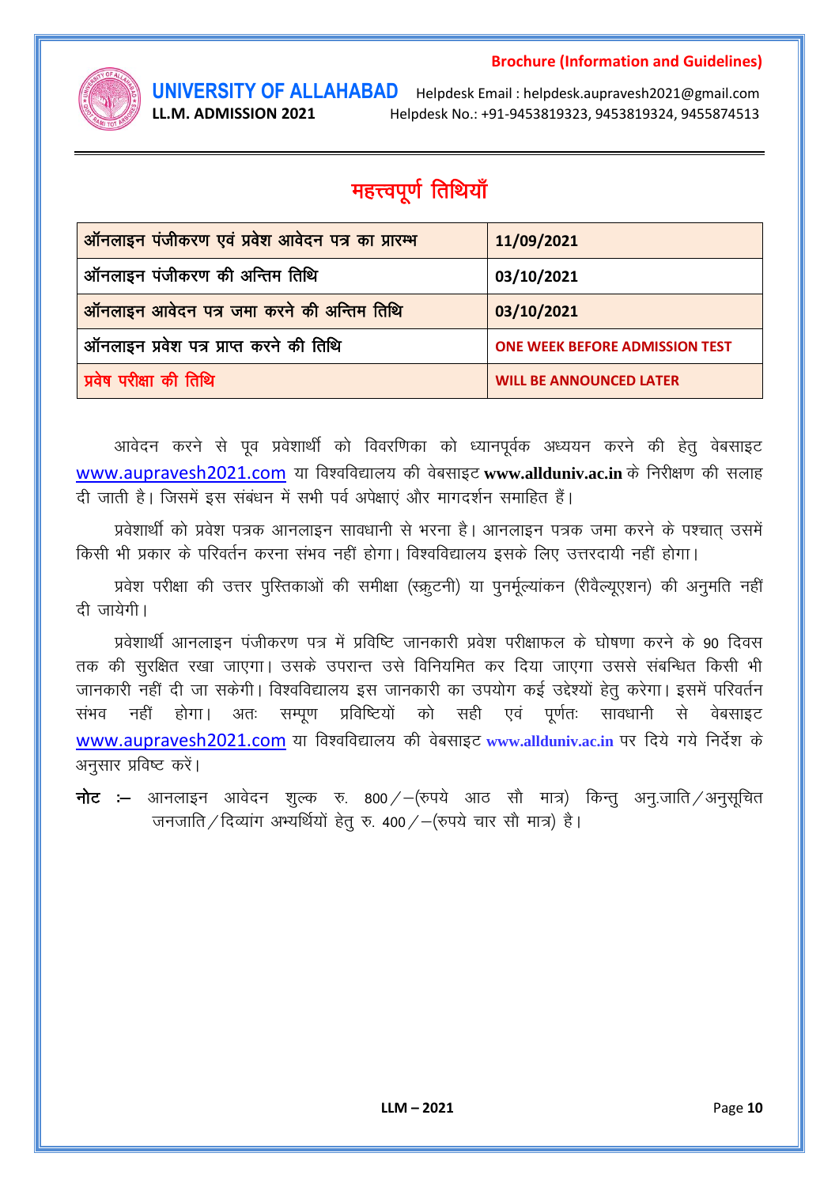# महत्त्वपूर्ण तिथियाँ

| ऑनलाइन पंजीकरण एवं प्रवेश आवेदन पत्र का प्रारम्भ | 11/09/2021 |
|---|---|
| ऑनलाइन पंजीकरण की अन्तिम तिथि | 03/10/2021 |
| ऑनलाइन आवेदन पत्र जमा करने की अन्तिम तिथि | 03/10/2021 |
| ऑनलाइन प्रवेश पत्र प्राप्त करने की तिथि | ONE WEEK BEFORE ADMISSION TEST |
| प्रवेष परीक्षा की तिथि | WILL BE ANNOUNCED LATER |

आवेदन करने से पूव प्रवेशार्थी को विवरणिका को ध्यानपूर्वक अध्ययन करने की हेतु वेबसाइट www.aupravesh2021.com या विश्वविद्यालय की वेबसाइट **www.allduniv.ac.in** के निरीक्षण की सलाह दी जाती है। जिसमें इस संबंधन में सभी पर्व अपेक्षाएं और मागदर्शन समाहित हैं।

प्रवेशार्थी को प्रवेश पत्रक आनलाइन सावधानी से भरना है। आनलाइन पत्रक जमा करने के पश्चात् उसमें किसी भी प्रकार के परिवर्तन करना संभव नहीं होगा। विश्वविद्यालय इसके लिए उत्तरदायी नहीं होगा।

प्रवेश परीक्षा की उत्तर पुस्तिकाओं की समीक्षा (स्क्रुटनी) या पुनर्मूल्यांकन (रीवैल्यूएशन) की अनुमति नहीं दी जायेगी।

प्रवेशार्थी आनलाइन पंजीकरण पत्र में प्रविष्टि जानकारी प्रवेश परीक्षाफल के घोषणा करने के 90 दिवस तक की सुरक्षित रखा जाएगा। उसके उपरान्त उसे विनियमित कर दिया जाएगा उससे संबन्धित किसी भी जानकारी नहीं दी जा सकेगी। विश्वविद्यालय इस जानकारी का उपयोग कई उद्देश्यों हेतु करेगा। इसमें परिवर्तन संभव नहीं होगा। अतः सम्पूण प्रविष्टियों को सही एवं पूर्णतः सावधानी से वेबसाइट www.aupravesh2021.com या विश्वविद्यालय की वेबसाइट **www.allduniv.ac.in** पर दिये गये निर्देश के अनुसार प्रविष्ट करें।

**नोट** :– आनलाइन आवेदन शुल्क रु. 800/–(रुपये आठ सौ मात्र) किन्तु अनु.जाति/अनुसूचित जनजाति/दिव्यांग अभ्यर्थियों हेतु रु. 400/–(रुपये चार सौ मात्र) है।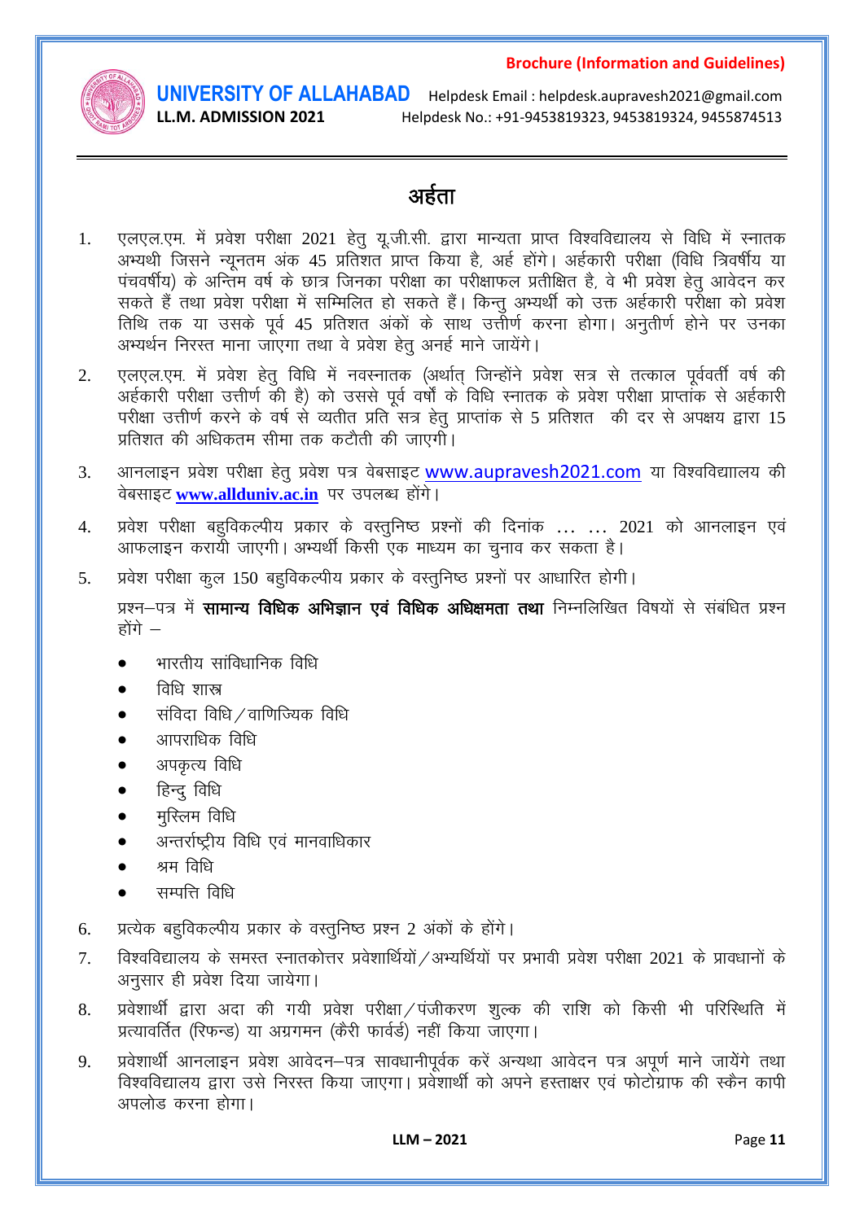# अर्हता

1. एलएल.एम. में प्रवेश परीक्षा 2021 हेतु यू.जी.सी. द्वारा मान्यता प्राप्त विश्वविद्यालय से विधि में स्नातक अभ्यर्थी जिसने न्यूनतम अंक 45 प्रतिशत प्राप्त किया है, अर्ह होंगे। अर्हकारी परीक्षा (विधि त्रिवर्षीय या पंचवर्षीय) के अन्तिम वर्ष के छात्र जिनका परीक्षा का परीक्षाफल प्रतीक्षित है, वे भी प्रवेश हेतु आवेदन कर सकते हैं तथा प्रवेश परीक्षा में सम्मिलित हो सकते हैं। किन्तु अभ्यर्थी को उक्त अर्हकारी परीक्षा को प्रवेश तिथि तक या उसके पूर्व 45 प्रतिशत अंकों के साथ उत्तीर्ण करना होगा। अनुतीर्ण होने पर उनका अभ्यर्थन निरस्त माना जाएगा तथा वे प्रवेश हेतु अनर्ह माने जायेंगे।

2. एलएल.एम. में प्रवेश हेतु विधि में नवस्नातक (अर्थात् जिन्होंने प्रवेश सत्र से तत्काल पूर्ववर्ती वर्ष की अर्हकारी परीक्षा उत्तीर्ण की है) को उससे पूर्व वर्षों के विधि स्नातक के प्रवेश परीक्षा प्राप्तांक से अर्हकारी परीक्षा उत्तीर्ण करने के वर्ष से व्यतीत प्रति सत्र हेतु प्राप्तांक से 5 प्रतिशत की दर से अपक्षय द्वारा 15 प्रतिशत की अधिकतम सीमा तक कटौती की जाएगी।

3. आनलाइन प्रवेश परीक्षा हेतु प्रवेश पत्र वेबसाइट www.aupravesh2021.com या विश्वविद्यालय की वेबसाइट **www.allduniv.ac.in** पर उपलब्ध होंगे।

4. प्रवेश परीक्षा बहुविकल्पीय प्रकार के वस्तुनिष्ठ प्रश्नों की दिनांक ... ... 2021 को आनलाइन एवं आफलाइन करायी जाएगी। अभ्यर्थी किसी एक माध्यम का चुनाव कर सकता है।

5. प्रवेश परीक्षा कुल 150 बहुविकल्पीय प्रकार के वस्तुनिष्ठ प्रश्नों पर आधारित होगी।

   प्रश्न–पत्र में **सामान्य विधिक अभिज्ञान एवं विधिक अधिक्षमता तथा** निम्नलिखित विषयों से संबंधित प्रश्न होंगे –

   - भारतीय सांविधानिक विधि
   - विधि शास्त्र
   - संविदा विधि/वाणिज्यिक विधि
   - आपराधिक विधि
   - अपकृत्य विधि
   - हिन्दु विधि
   - मुस्लिम विधि
   - अन्तर्राष्ट्रीय विधि एवं मानवाधिकार
   - श्रम विधि
   - सम्पत्ति विधि

6. प्रत्येक बहुविकल्पीय प्रकार के वस्तुनिष्ठ प्रश्न 2 अंकों के होंगे।

7. विश्वविद्यालय के समस्त स्नातकोत्तर प्रवेशार्थियों/अभ्यर्थियों पर प्रभावी प्रवेश परीक्षा 2021 के प्रावधानों के अनुसार ही प्रवेश दिया जायेगा।

8. प्रवेशार्थी द्वारा अदा की गयी प्रवेश परीक्षा/पंजीकरण शुल्क की राशि को किसी भी परिस्थिति में प्रत्यावर्तित (रिफन्ड) या अग्रगमन (कैरी फार्वर्ड) नहीं किया जाएगा।

9. प्रवेशार्थी आनलाइन प्रवेश आवेदन–पत्र सावधानीपूर्वक करें अन्यथा आवेदन पत्र अपूर्ण माने जायेंगे तथा विश्वविद्यालय द्वारा उसे निरस्त किया जाएगा। प्रवेशार्थी को अपने हस्ताक्षर एवं फोटोग्राफ की स्कैन कापी अपलोड करना होगा।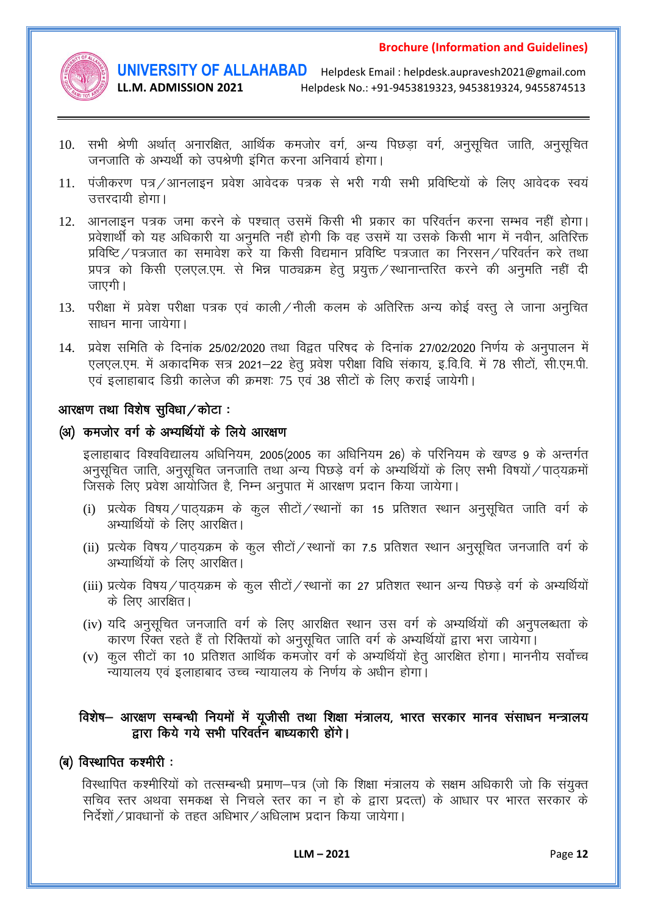10. सभी श्रेणी अर्थात् अनारक्षित, आर्थिक कमजोर वर्ग, अन्य पिछड़ा वर्ग, अनुसूचित जाति, अनुसूचित जनजाति के अभ्यर्थी को उपश्रेणी इंगित करना अनिवार्य होगा।
11. पंजीकरण पत्र/आनलाइन प्रवेश आवेदक पत्रक से भरी गयी सभी प्रविष्टियों के लिए आवेदक स्वयं उत्तरदायी होगा।
12. आनलाइन पत्रक जमा करने के पश्चात् उसमें किसी भी प्रकार का परिवर्तन करना सम्भव नहीं होगा। प्रवेशार्थी को यह अधिकारी या अनुमति नहीं होगी कि वह उसमें या उसके किसी भाग में नवीन, अतिरिक्त प्रविष्टि/पत्रजात का समावेश करे या किसी विद्यमान प्रविष्टि पत्रजात का निरसन/परिवर्तन करे तथा प्रपत्र को किसी एलएल.एम. से भिन्न पाठ्यक्रम हेतु प्रयुक्त/स्थानान्तरित करने की अनुमति नहीं दी जाएगी।
13. परीक्षा में प्रवेश परीक्षा पत्रक एवं काली/नीली कलम के अतिरिक्त अन्य कोई वस्तु ले जाना अनुचित साधन माना जायेगा।
14. प्रवेश समिति के दिनांक 25/02/2020 तथा विद्वत परिषद के दिनांक 27/02/2020 निर्णय के अनुपालन में एलएल.एम. में अकादमिक सत्र 2021–22 हेतु प्रवेश परीक्षा विधि संकाय, इ.वि.वि. में 78 सीटों, सी.एम.पी. एवं इलाहाबाद डिग्री कालेज की क्रमशः 75 एवं 38 सीटों के लिए कराई जायेगी।

## आरक्षण तथा विशेष सुविधा/कोटा :

### (अ) कमजोर वर्ग के अभ्यर्थियों के लिये आरक्षण

इलाहाबाद विश्वविद्यालय अधिनियम, 2005(2005 का अधिनियम 26) के परिनियम के खण्ड 9 के अन्तर्गत अनुसूचित जाति, अनुसूचित जनजाति तथा अन्य पिछड़े वर्ग के अभ्यर्थियों के लिए सभी विषयों/पाठ्यक्रमों जिसके लिए प्रवेश आयोजित है, निम्न अनुपात में आरक्षण प्रदान किया जायेगा।

(i) प्रत्येक विषय/पाठ्यक्रम के कुल सीटों/स्थानों का 15 प्रतिशत स्थान अनुसूचित जाति वर्ग के अभ्यार्थियों के लिए आरक्षित।

(ii) प्रत्येक विषय/पाठ्यक्रम के कुल सीटों/स्थानों का 7.5 प्रतिशत स्थान अनुसूचित जनजाति वर्ग के अभ्यार्थियों के लिए आरक्षित।

(iii) प्रत्येक विषय/पाठ्यक्रम के कुल सीटों/स्थानों का 27 प्रतिशत स्थान अन्य पिछड़े वर्ग के अभ्यर्थियों के लिए आरक्षित।

(iv) यदि अनुसूचित जनजाति वर्ग के लिए आरक्षित स्थान उस वर्ग के अभ्यर्थियों की अनुपलब्धता के कारण रिक्त रहते हैं तो रिक्तियों को अनुसूचित जाति वर्ग के अभ्यर्थियों द्वारा भरा जायेगा।

(v) कुल सीटों का 10 प्रतिशत आर्थिक कमजोर वर्ग के अभ्यर्थियों हेतु आरक्षित होगा। माननीय सर्वोच्च न्यायालय एवं इलाहाबाद उच्च न्यायालय के निर्णय के अधीन होगा।

**विशेष– आरक्षण सम्बन्धी नियमों में यूजीसी तथा शिक्षा मंत्रालय, भारत सरकार मानव संसाधन मन्त्रालय द्वारा किये गये सभी परिवर्तन बाध्यकारी होंगे।**

### (ब) विस्थापित कश्मीरी :

विस्थापित कश्मीरियों को तत्सम्बन्धी प्रमाण–पत्र (जो कि शिक्षा मंत्रालय के सक्षम अधिकारी जो कि संयुक्त सचिव स्तर अथवा समकक्ष से निचले स्तर का न हो के द्वारा प्रदत्त) के आधार पर भारत सरकार के निर्देशों/प्रावधानों के तहत अधिभार/अधिलाभ प्रदान किया जायेगा।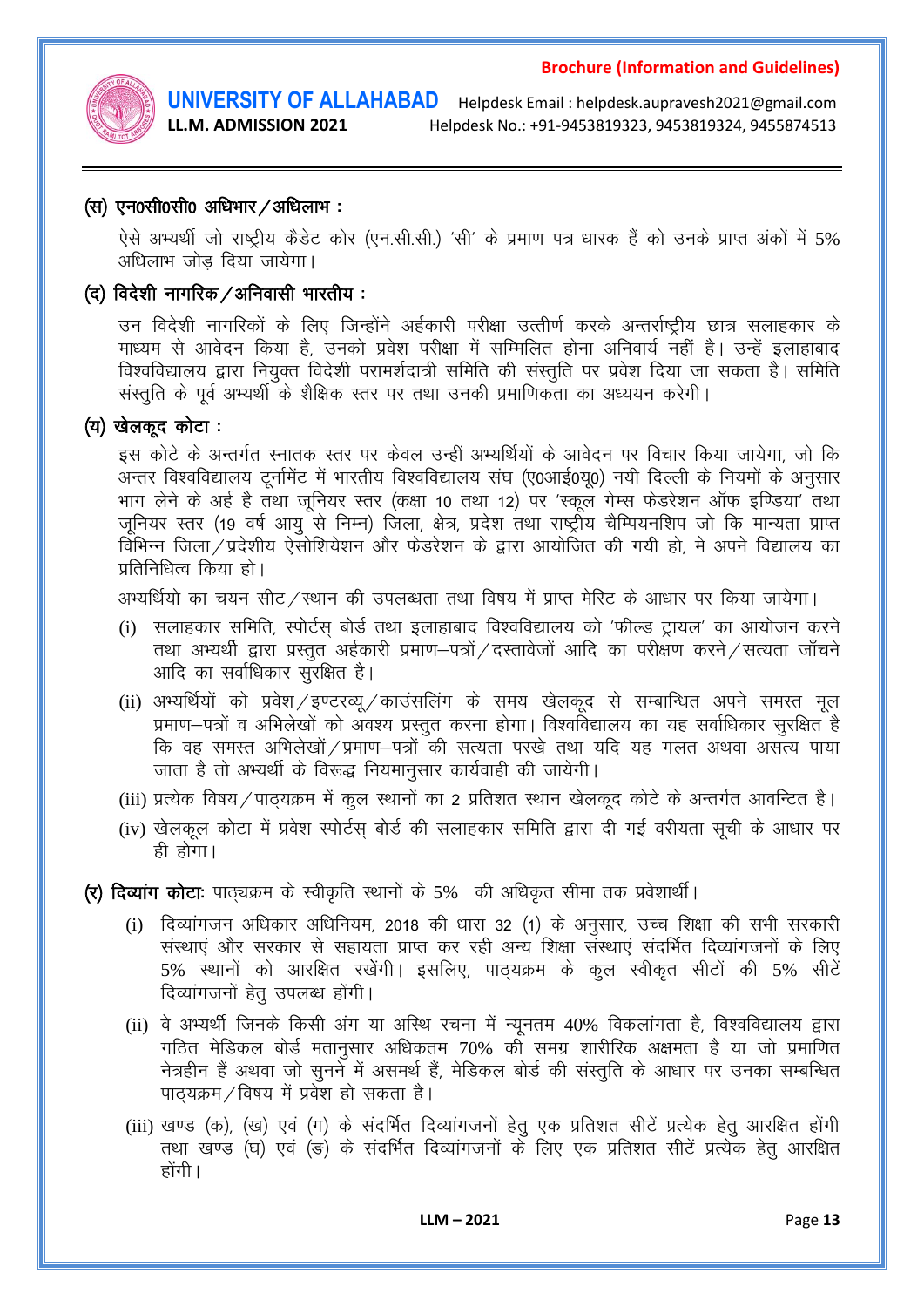### (स) एन0सी0सी0 अधिभार/अधिलाभ :

ऐसे अभ्यर्थी जो राष्ट्रीय कैडेट कोर (एन.सी.सी.) 'सी' के प्रमाण पत्र धारक हैं को उनके प्राप्त अंकों में 5% अधिलाभ जोड़ दिया जायेगा।

### (द) विदेशी नागरिक/अनिवासी भारतीय :

उन विदेशी नागरिकों के लिए जिन्होंने अर्हकारी परीक्षा उत्तीर्ण करके अन्तर्राष्ट्रीय छात्र सलाहकार के माध्यम से आवेदन किया है, उनको प्रवेश परीक्षा में सम्मिलित होना अनिवार्य नहीं है। उन्हें इलाहाबाद विश्वविद्यालय द्वारा नियुक्त विदेशी परामर्शदात्री समिति की संस्तुति पर प्रवेश दिया जा सकता है। समिति संस्तुति के पूर्व अभ्यर्थी के शैक्षिक स्तर पर तथा उनकी प्रमाणिकता का अध्ययन करेगी।

### (य) खेलकूद कोटा :

इस कोटे के अन्तर्गत स्नातक स्तर पर केवल उन्हीं अभ्यर्थियों के आवेदन पर विचार किया जायेगा, जो कि अन्तर विश्वविद्यालय टूर्नामेंट में भारतीय विश्वविद्यालय संघ (ए0आई0यू0) नयी दिल्ली के नियमों के अनुसार भाग लेने के अर्ह है तथा जूनियर स्तर (कक्षा 10 तथा 12) पर 'स्कूल गेम्स फेडरेशन ऑफ इण्डिया' तथा जूनियर स्तर (19 वर्ष आयु से निम्न) जिला, क्षेत्र, प्रदेश तथा राष्ट्रीय चैम्पियनशिप जो कि मान्यता प्राप्त विभिन्न जिला/प्रदेशीय ऐसोशियेशन और फेडरेशन के द्वारा आयोजित की गयी हो, मे अपने विद्यालय का प्रतिनिधित्व किया हो।

अभ्यर्थियो का चयन सीट/स्थान की उपलब्धता तथा विषय में प्राप्त मेरिट के आधार पर किया जायेगा।

(i) सलाहकार समिति, स्पोर्ट्स् बोर्ड तथा इलाहाबाद विश्वविद्यालय को 'फील्ड ट्रायल' का आयोजन करने तथा अभ्यर्थी द्वारा प्रस्तुत अर्हकारी प्रमाण–पत्रों/दस्तावेजों आदि का परीक्षण करने/सत्यता जाँचने आदि का सर्वाधिकार सुरक्षित है।

(ii) अभ्यर्थियों को प्रवेश/इण्टरव्यू/काउंसलिंग के समय खेलकूद से सम्बान्धित अपने समस्त मूल प्रमाण–पत्रों व अभिलेखों को अवश्य प्रस्तुत करना होगा। विश्वविद्यालय का यह सर्वाधिकार सुरक्षित है कि वह समस्त अभिलेखों/प्रमाण–पत्रों की सत्यता परखे तथा यदि यह गलत अथवा असत्य पाया जाता है तो अभ्यर्थी के विरूद्ध नियमानुसार कार्यवाही की जायेगी।

(iii) प्रत्येक विषय/पाठ्यक्रम में कुल स्थानों का 2 प्रतिशत स्थान खेलकूद कोटे के अन्तर्गत आवन्टित है।

(iv) खेलकूल कोटा में प्रवेश स्पोर्ट्स् बोर्ड की सलाहकार समिति द्वारा दी गई वरीयता सूची के आधार पर ही होगा।

### (र) दिव्यांग कोटाः पाठ्यक्रम के स्वीकृति स्थानों के 5% की अधिकृत सीमा तक प्रवेशार्थी।

(i) दिव्यांगजन अधिकार अधिनियम, 2018 की धारा 32 (1) के अनुसार, उच्च शिक्षा की सभी सरकारी संस्थाएं और सरकार से सहायता प्राप्त कर रही अन्य शिक्षा संस्थाएं संदर्भित दिव्यांगजनों के लिए 5% स्थानों को आरक्षित रखेंगी। इसलिए, पाठ्यक्रम के कुल स्वीकृत सीटों की 5% सीटें दिव्यांगजनों हेतु उपलब्ध होंगी।

(ii) वे अभ्यर्थी जिनके किसी अंग या अस्थि रचना में न्यूनतम 40% विकलांगता है, विश्वविद्यालय द्वारा गठित मेडिकल बोर्ड मतानुसार अधिकतम 70% की समग्र शारीरिक अक्षमता है या जो प्रमाणित नेत्रहीन हैं अथवा जो सुनने में असमर्थ हैं, मेडिकल बोर्ड की संस्तुति के आधार पर उनका सम्बन्धित पाठ्यक्रम/विषय में प्रवेश हो सकता है।

(iii) खण्ड (क), (ख) एवं (ग) के संदर्भित दिव्यांगजनों हेतु एक प्रतिशत सीटें प्रत्येक हेतु आरक्षित होंगी तथा खण्ड (घ) एवं (ङ) के संदर्भित दिव्यांगजनों के लिए एक प्रतिशत सीटें प्रत्येक हेतु आरक्षित होंगी।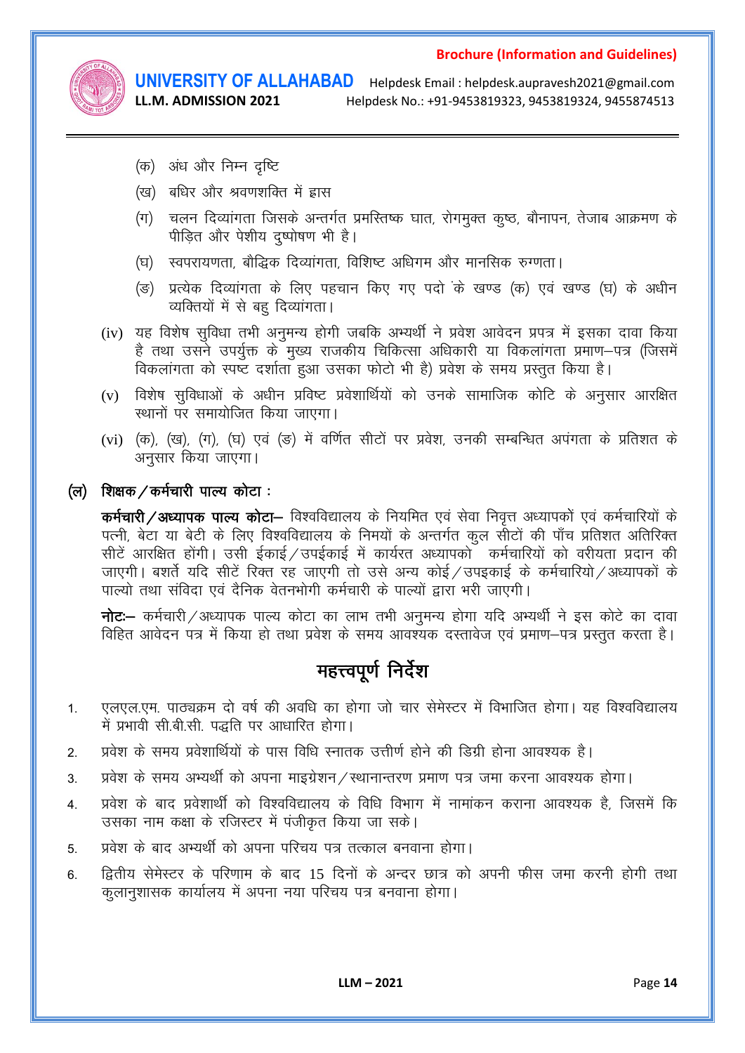(क) अंध और निम्न दृष्टि

(ख) बधिर और श्रवणशक्ति में ह्रास

(ग) चलन दिव्यांगता जिसके अन्तर्गत प्रमस्तिष्क घात, रोगमुक्त कुष्ठ, बौनापन, तेजाब आक्रमण के पीड़ित और पेशीय दुष्पोषण भी है।

(घ) स्वपरायणता, बौद्धिक दिव्यांगता, विशिष्ट अधिगम और मानसिक रुग्णता।

(ङ) प्रत्येक दिव्यांगता के लिए पहचान किए गए पदो के खण्ड (क) एवं खण्ड (घ) के अधीन व्यक्तियों में से बहु दिव्यांगता।

(iv) यह विशेष सुविधा तभी अनुमन्य होगी जबकि अभ्यर्थी ने प्रवेश आवेदन प्रपत्र में इसका दावा किया है तथा उसने उपर्युक्त के मुख्य राजकीय चिकित्सा अधिकारी या विकलांगता प्रमाण–पत्र (जिसमें विकलांगता को स्पष्ट दर्शाता हुआ उसका फोटो भी है) प्रवेश के समय प्रस्तुत किया है।

(v) विशेष सुविधाओं के अधीन प्रविष्ट प्रवेशार्थियों को उनके सामाजिक कोटि के अनुसार आरक्षित स्थानों पर समायोजित किया जाएगा।

(vi) (क), (ख), (ग), (घ) एवं (ङ) में वर्णित सीटों पर प्रवेश, उनकी सम्बन्धित अपंगता के प्रतिशत के अनुसार किया जाएगा।

**(ल) शिक्षक / कर्मचारी पाल्य कोटा :**

**कर्मचारी / अध्यापक पाल्य कोटा–** विश्वविद्यालय के नियमित एवं सेवा निवृत्त अध्यापकों एवं कर्मचारियों के पत्नी, बेटा या बेटी के लिए विश्वविद्यालय के निमयों के अन्तर्गत कुल सीटों की पाँच प्रतिशत अतिरिक्त सीटें आरक्षित होंगी। उसी ईकाई / उपईकाई में कार्यरत अध्यापको कर्मचारियों को वरीयता प्रदान की जाएगी। बशर्ते यदि सीटें रिक्त रह जाएगी तो उसे अन्य कोई / उपइकाई के कर्मचारियो / अध्यापकों के पाल्यो तथा संविदा एवं दैनिक वेतनभोगी कर्मचारी के पाल्यों द्वारा भरी जाएगी।

**नोटः–** कर्मचारी / अध्यापक पाल्य कोटा का लाभ तभी अनुमन्य होगा यदि अभ्यर्थी ने इस कोटे का दावा विहित आवेदन पत्र में किया हो तथा प्रवेश के समय आवश्यक दस्तावेज एवं प्रमाण–पत्र प्रस्तुत करता है।

## महत्त्वपूर्ण निर्देश

1. एलएल.एम. पाठ्यक्रम दो वर्ष की अवधि का होगा जो चार सेमेस्टर में विभाजित होगा। यह विश्वविद्यालय में प्रभावी सी.बी.सी. पद्धति पर आधारित होगा।
2. प्रवेश के समय प्रवेशार्थियों के पास विधि स्नातक उत्तीर्ण होने की डिग्री होना आवश्यक है।
3. प्रवेश के समय अभ्यर्थी को अपना माइग्रेशन / स्थानान्तरण प्रमाण पत्र जमा करना आवश्यक होगा।
4. प्रवेश के बाद प्रवेशार्थी को विश्वविद्यालय के विधि विभाग में नामांकन कराना आवश्यक है, जिसमें कि उसका नाम कक्षा के रजिस्टर में पंजीकृत किया जा सके।
5. प्रवेश के बाद अभ्यर्थी को अपना परिचय पत्र तत्काल बनवाना होगा।
6. द्वितीय सेमेस्टर के परिणाम के बाद 15 दिनों के अन्दर छात्र को अपनी फीस जमा करनी होगी तथा कुलानुशासक कार्यालय में अपना नया परिचय पत्र बनवाना होगा।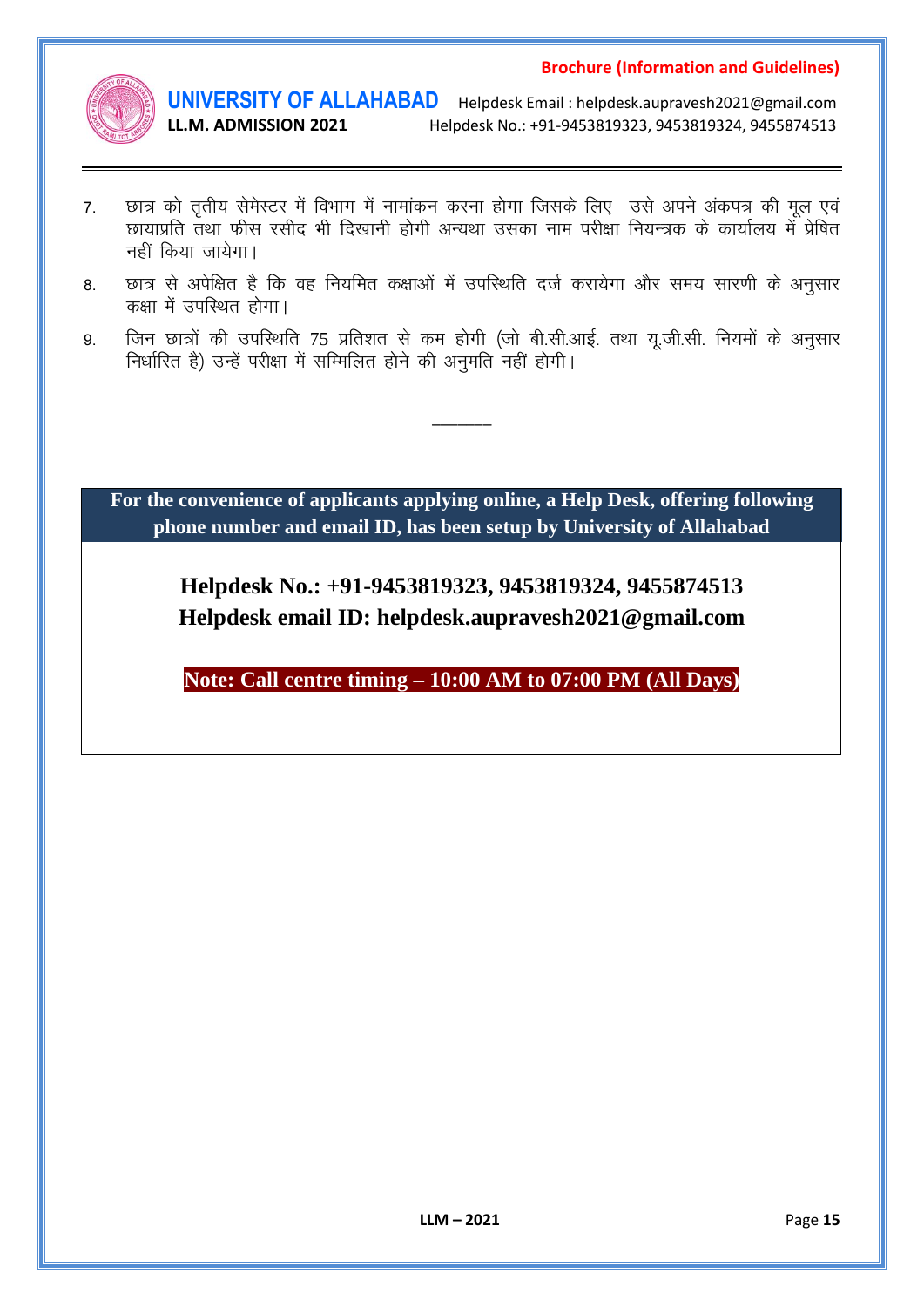7. छात्र को तृतीय सेमेस्टर में विभाग में नामांकन करना होगा जिसके लिए उसे अपने अंकपत्र की मूल एवं छायाप्रति तथा फीस रसीद भी दिखानी होगी अन्यथा उसका नाम परीक्षा नियन्त्रक के कार्यालय में प्रेषित नहीं किया जायेगा।

8. छात्र से अपेक्षित है कि वह नियमित कक्षाओं में उपस्थिति दर्ज करायेगा और समय सारणी के अनुसार कक्षा में उपस्थित होगा।

9. जिन छात्रों की उपस्थिति 75 प्रतिशत से कम होगी (जो बी.सी.आई. तथा यू.जी.सी. नियमों के अनुसार निर्धारित है) उन्हें परीक्षा में सम्मिलित होने की अनुमति नहीं होगी।

———

**For the convenience of applicants applying online, a Help Desk, offering following phone number and email ID, has been setup by University of Allahabad**

**Helpdesk No.: +91-9453819323, 9453819324, 9455874513**
**Helpdesk email ID: helpdesk.aupravesh2021@gmail.com**

**Note: Call centre timing – 10:00 AM to 07:00 PM (All Days)**